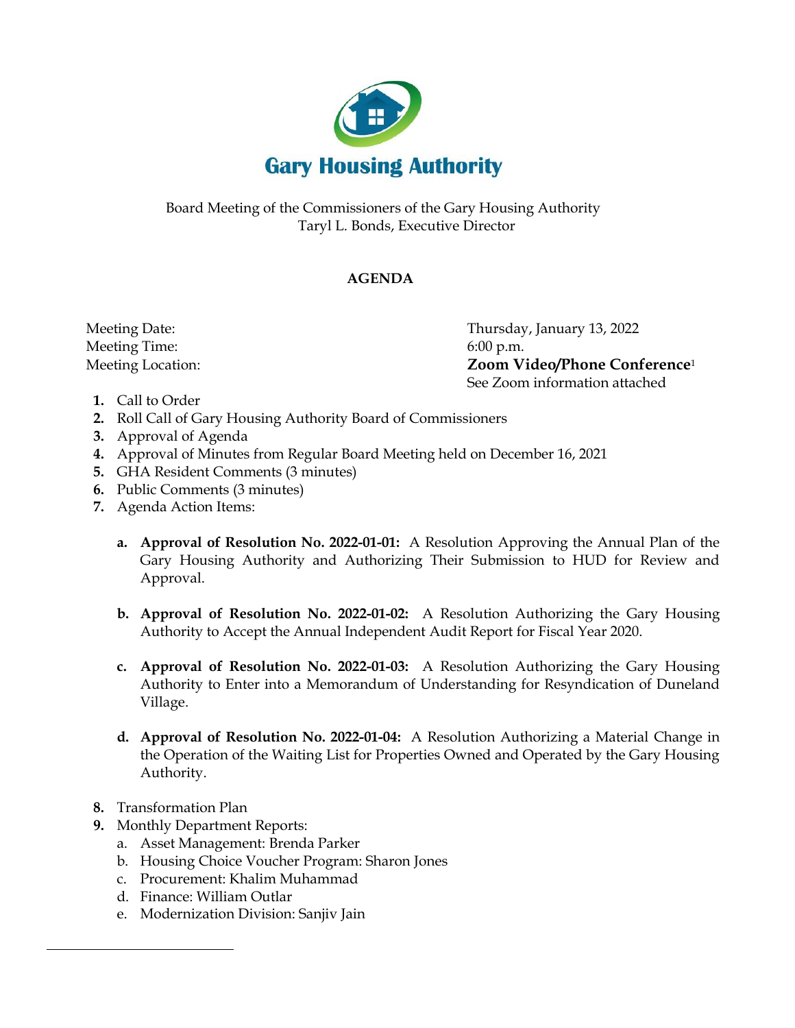# Gary Housing Authority

Board Meeting of the Commissioners of the Gary Housing Authority
Taryl L. Bonds, Executive Director

## AGENDA

| | |
|---|---|
| Meeting Date: | Thursday, January 13, 2022 |
| Meeting Time: | 6:00 p.m. |
| Meeting Location: | **Zoom Video/Phone Conference**[1] |
| | See Zoom information attached |

1. Call to Order
2. Roll Call of Gary Housing Authority Board of Commissioners
3. Approval of Agenda
4. Approval of Minutes from Regular Board Meeting held on December 16, 2021
5. GHA Resident Comments (3 minutes)
6. Public Comments (3 minutes)
7. Agenda Action Items:

   a. **Approval of Resolution No. 2022-01-01:** A Resolution Approving the Annual Plan of the Gary Housing Authority and Authorizing Their Submission to HUD for Review and Approval.

   b. **Approval of Resolution No. 2022-01-02:** A Resolution Authorizing the Gary Housing Authority to Accept the Annual Independent Audit Report for Fiscal Year 2020.

   c. **Approval of Resolution No. 2022-01-03:** A Resolution Authorizing the Gary Housing Authority to Enter into a Memorandum of Understanding for Resyndication of Duneland Village.

   d. **Approval of Resolution No. 2022-01-04:** A Resolution Authorizing a Material Change in the Operation of the Waiting List for Properties Owned and Operated by the Gary Housing Authority.

8. Transformation Plan
9. Monthly Department Reports:
   a. Asset Management: Brenda Parker
   b. Housing Choice Voucher Program: Sharon Jones
   c. Procurement: Khalim Muhammad
   d. Finance: William Outlar
   e. Modernization Division: Sanjiv Jain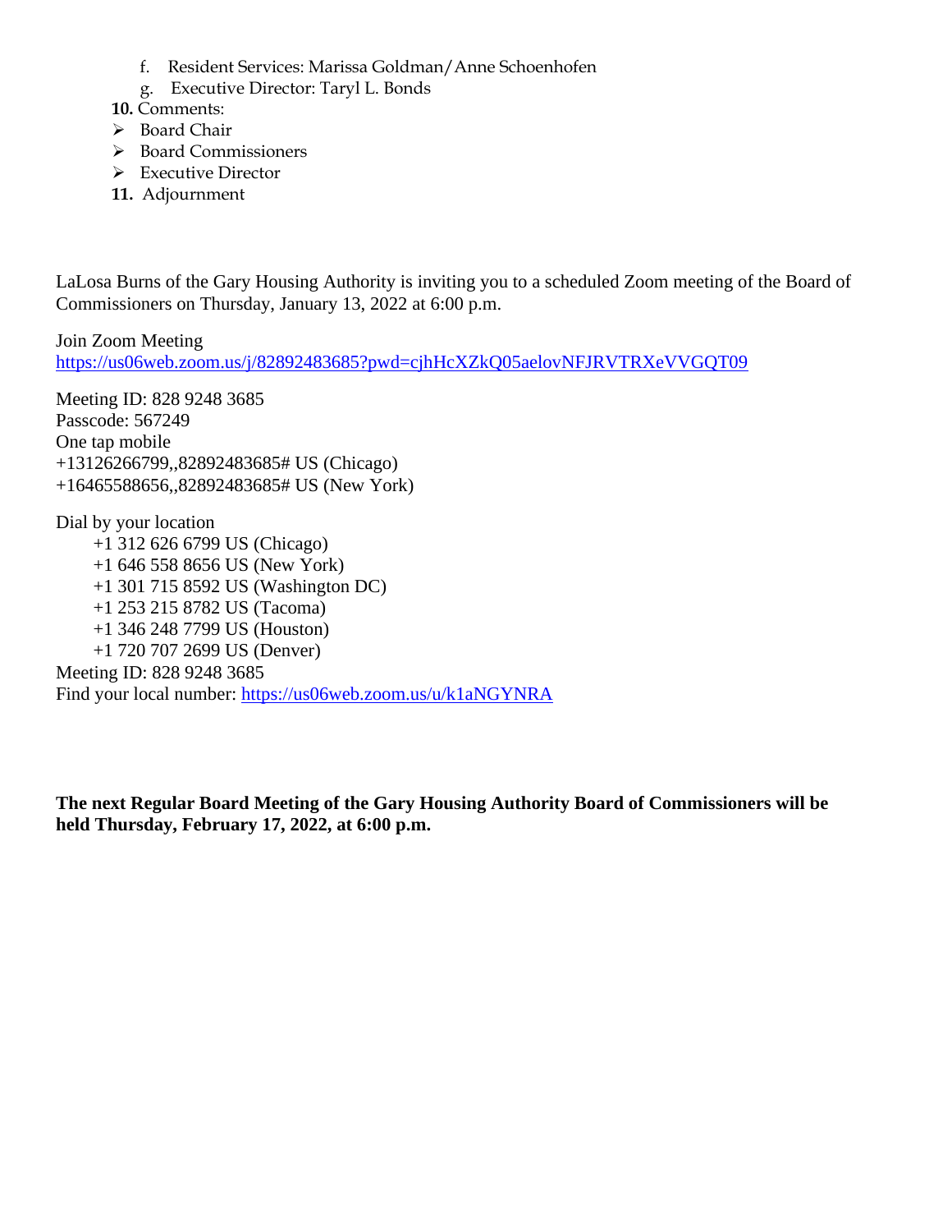f. Resident Services: Marissa Goldman/Anne Schoenhofen
g. Executive Director: Taryl L. Bonds

**10.** Comments:

- Board Chair
- Board Commissioners
- Executive Director

**11.** Adjournment

LaLosa Burns of the Gary Housing Authority is inviting you to a scheduled Zoom meeting of the Board of Commissioners on Thursday, January 13, 2022 at 6:00 p.m.

Join Zoom Meeting
https://us06web.zoom.us/j/82892483685?pwd=cjhHcXZkQ05aelovNFJRVTRXeVVGQT09

Meeting ID: 828 9248 3685
Passcode: 567249
One tap mobile
+13126266799,,82892483685# US (Chicago)
+16465588656,,82892483685# US (New York)

Dial by your location
+1 312 626 6799 US (Chicago)
+1 646 558 8656 US (New York)
+1 301 715 8592 US (Washington DC)
+1 253 215 8782 US (Tacoma)
+1 346 248 7799 US (Houston)
+1 720 707 2699 US (Denver)
Meeting ID: 828 9248 3685
Find your local number: https://us06web.zoom.us/u/k1aNGYNRA

**The next Regular Board Meeting of the Gary Housing Authority Board of Commissioners will be held Thursday, February 17, 2022, at 6:00 p.m.**